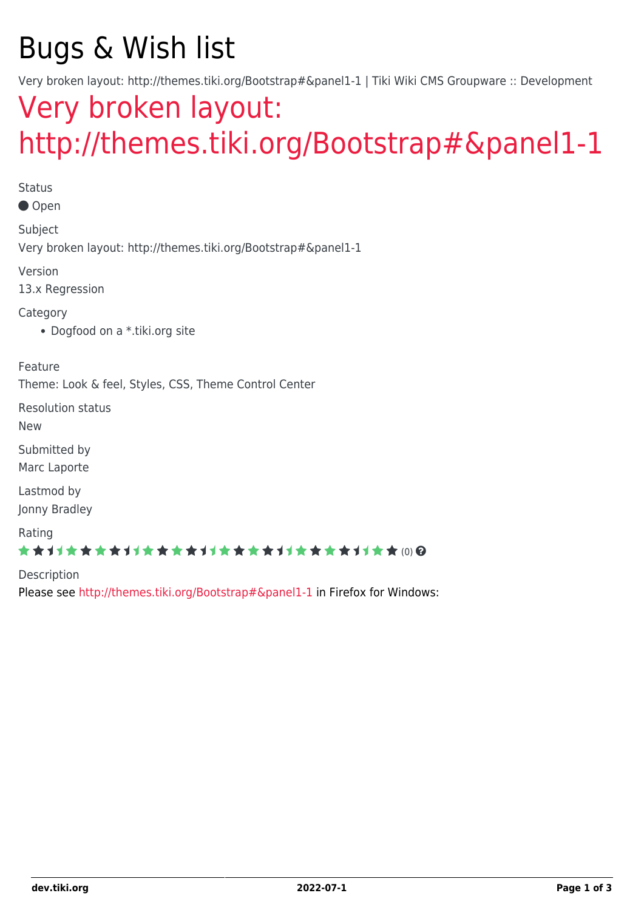# Bugs & Wish list

Very broken layout: http://themes.tiki.org/Bootstrap#&panel1-1 | Tiki Wiki CMS Groupware :: Development

## Very broken layout: http://themes.tiki.org/Bootstrap#&panel1-1

Status

● Open

Subject

Very broken layout: http://themes.tiki.org/Bootstrap#&panel1-1

Version

13.x Regression

Category

- Dogfood on a *.tiki.org site

Feature

Theme: Look & feel, Styles, CSS, Theme Control Center

Resolution status

New

Submitted by

Marc Laporte

Lastmod by

Jonny Bradley

Rating

★★★★★★★★★★★★★★★★★★★★★★★★★★★★★★★★★★★★★★★★★★★★★★★★★★ (0)

Description

Please see http://themes.tiki.org/Bootstrap#&panel1-1 in Firefox for Windows: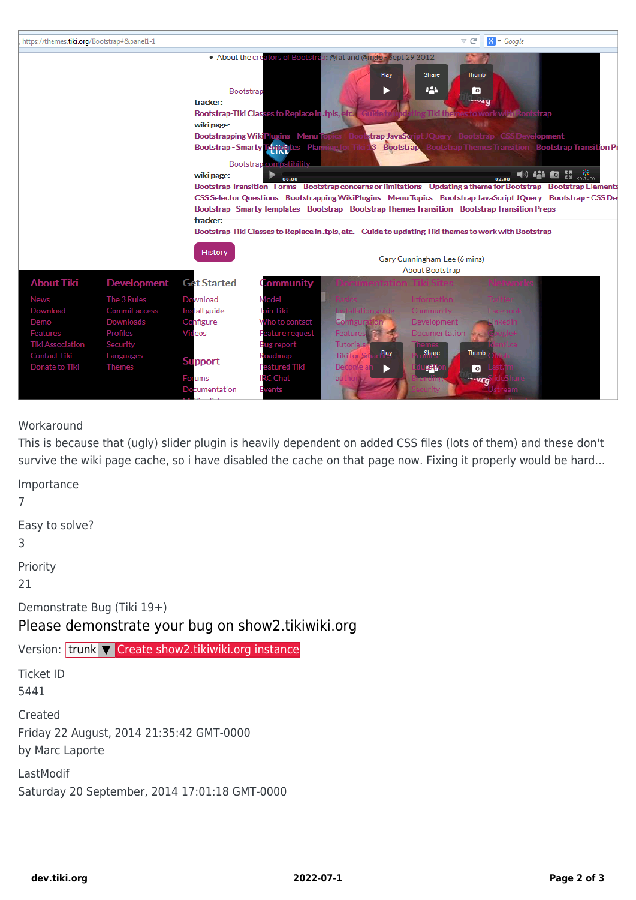Workaround

This is because that (ugly) slider plugin is heavily dependent on added CSS files (lots of them) and these don't survive the wiki page cache, so i have disabled the cache on that page now. Fixing it properly would be hard...

Importance

7

Easy to solve?

3

Priority

21

Demonstrate Bug (Tiki 19+)

Please demonstrate your bug on show2.tikiwiki.org

Version: trunk ▼ Create show2.tikiwiki.org instance

Ticket ID

5441

Created

Friday 22 August, 2014 21:35:42 GMT-0000

by Marc Laporte

LastModif

Saturday 20 September, 2014 17:01:18 GMT-0000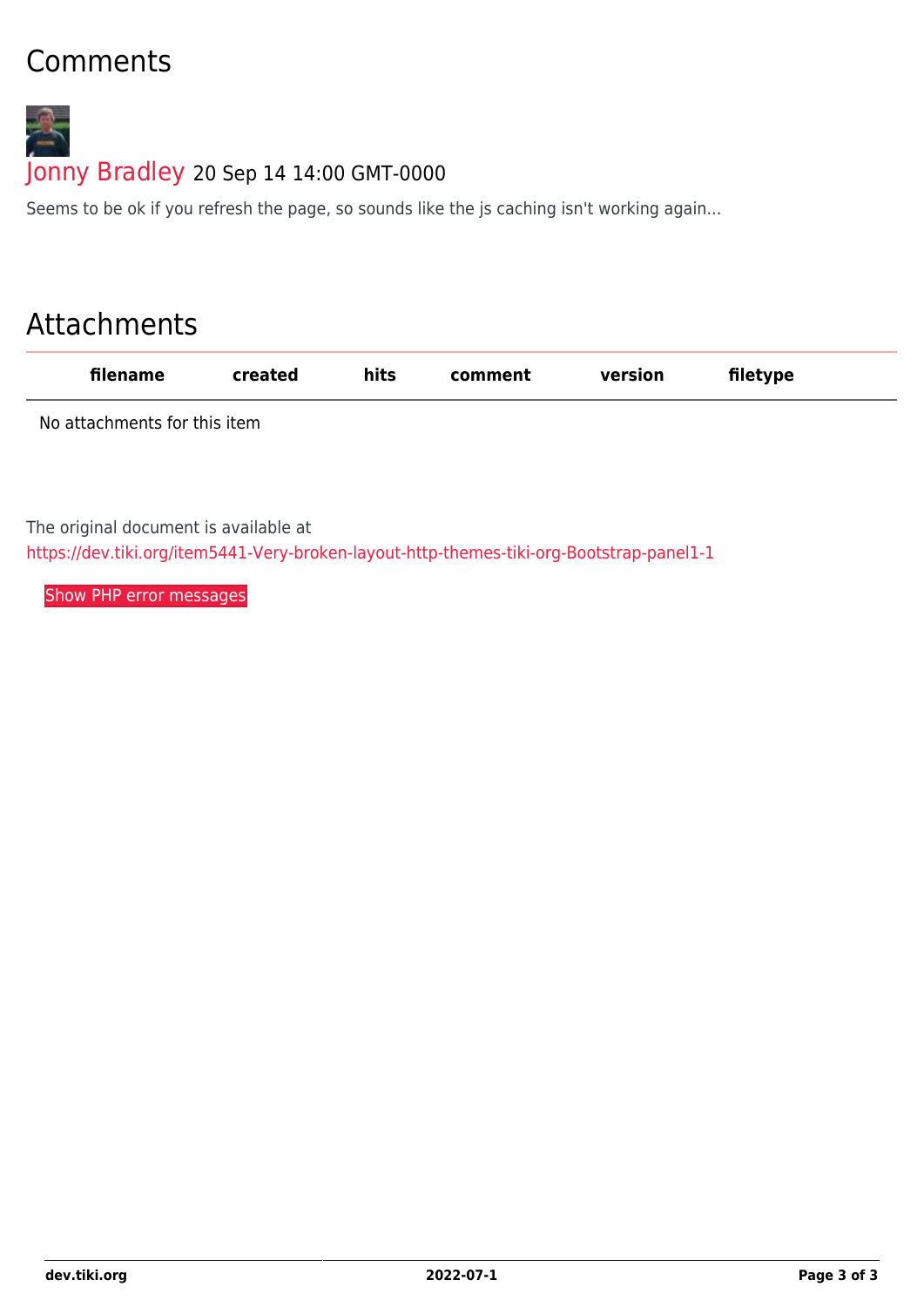# Comments

Jonny Bradley 20 Sep 14 14:00 GMT-0000

Seems to be ok if you refresh the page, so sounds like the js caching isn't working again...

# Attachments

| filename | created | hits | comment | version | filetype |
| --- | --- | --- | --- | --- | --- |
| No attachments for this item | | | | | |

The original document is available at https://dev.tiki.org/item5441-Very-broken-layout-http-themes-tiki-org-Bootstrap-panel1-1

Show PHP error messages